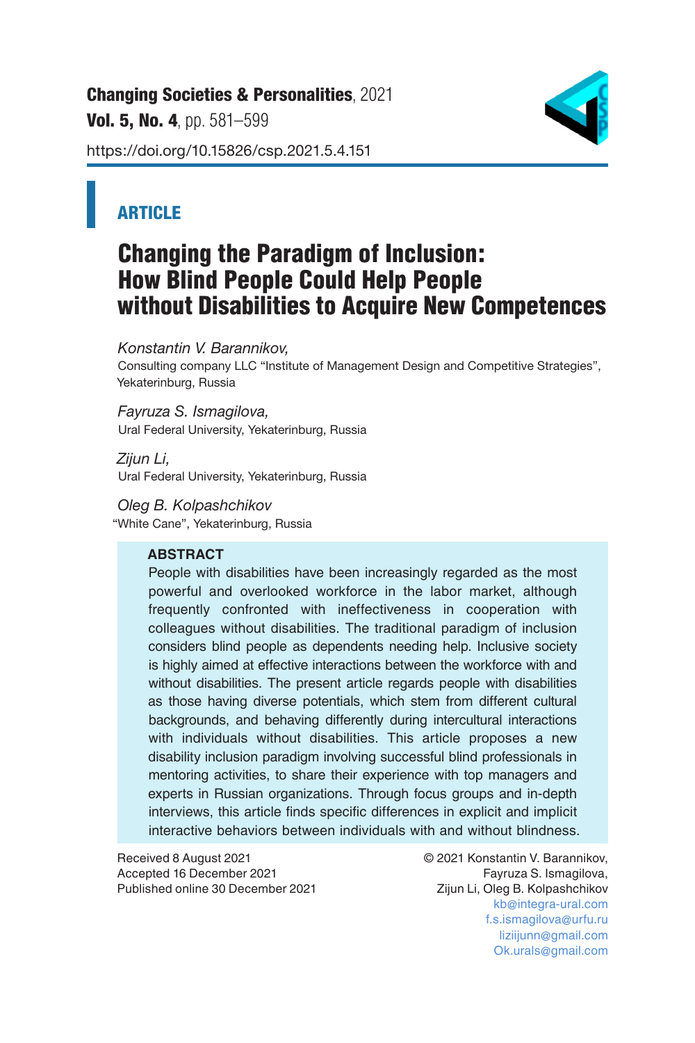Changing Societies & Personalities, 2021
Vol. 5, No. 4, pp. 581–599
https://doi.org/10.15826/csp.2021.5.4.151

**ARTICLE**

# Changing the Paradigm of Inclusion: How Blind People Could Help People without Disabilities to Acquire New Competences

*Konstantin V. Barannikov,*
Consulting company LLC "Institute of Management Design and Competitive Strategies", Yekaterinburg, Russia

*Fayruza S. Ismagilova,*
Ural Federal University, Yekaterinburg, Russia

*Zijun Li,*
Ural Federal University, Yekaterinburg, Russia

*Oleg B. Kolpashchikov*
"White Cane", Yekaterinburg, Russia

**ABSTRACT**

People with disabilities have been increasingly regarded as the most powerful and overlooked workforce in the labor market, although frequently confronted with ineffectiveness in cooperation with colleagues without disabilities. The traditional paradigm of inclusion considers blind people as dependents needing help. Inclusive society is highly aimed at effective interactions between the workforce with and without disabilities. The present article regards people with disabilities as those having diverse potentials, which stem from different cultural backgrounds, and behaving differently during intercultural interactions with individuals without disabilities. This article proposes a new disability inclusion paradigm involving successful blind professionals in mentoring activities, to share their experience with top managers and experts in Russian organizations. Through focus groups and in-depth interviews, this article finds specific differences in explicit and implicit interactive behaviors between individuals with and without blindness.

Received 8 August 2021
Accepted 16 December 2021
Published online 30 December 2021

© 2021 Konstantin V. Barannikov, Fayruza S. Ismagilova, Zijun Li, Oleg B. Kolpashchikov
kb@integra-ural.com
f.s.ismagilova@urfu.ru
liziijunn@gmail.com
Ok.urals@gmail.com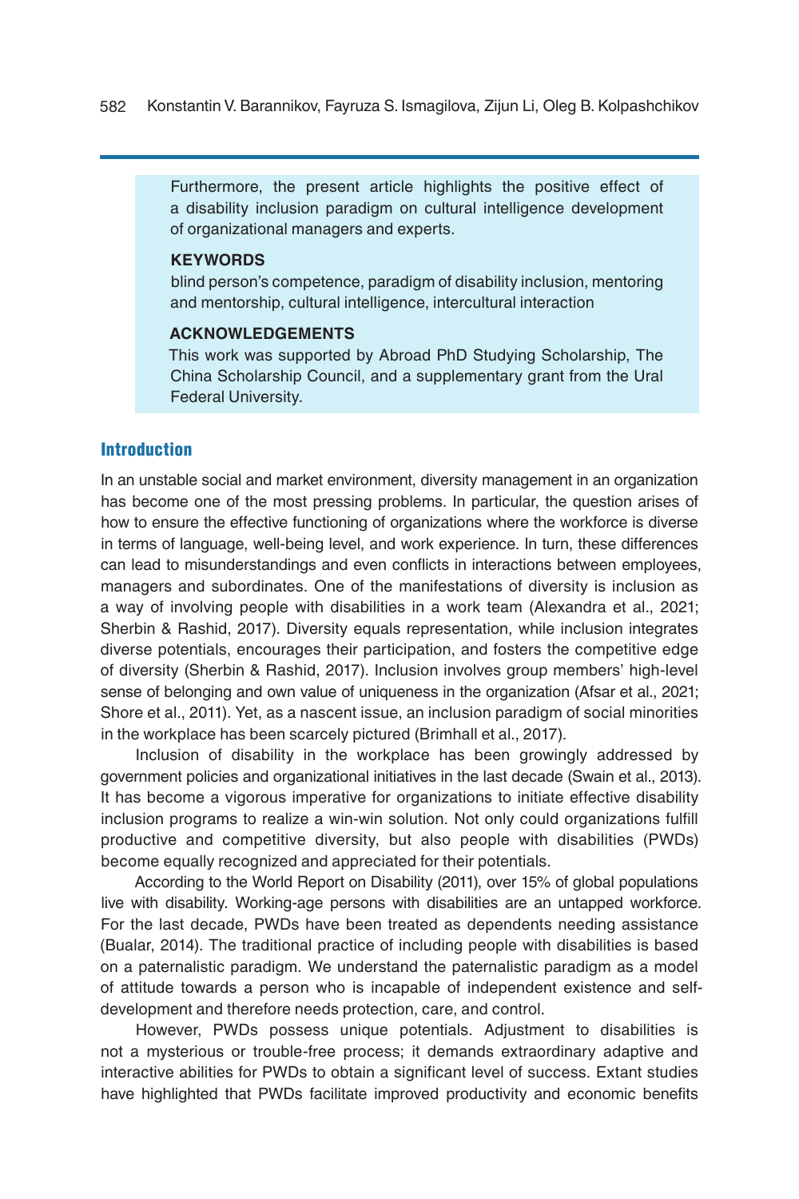Furthermore, the present article highlights the positive effect of a disability inclusion paradigm on cultural intelligence development of organizational managers and experts.

**KEYWORDS**

blind person's competence, paradigm of disability inclusion, mentoring and mentorship, cultural intelligence, intercultural interaction

**ACKNOWLEDGEMENTS**

This work was supported by Abroad PhD Studying Scholarship, The China Scholarship Council, and a supplementary grant from the Ural Federal University.

## Introduction

In an unstable social and market environment, diversity management in an organization has become one of the most pressing problems. In particular, the question arises of how to ensure the effective functioning of organizations where the workforce is diverse in terms of language, well-being level, and work experience. In turn, these differences can lead to misunderstandings and even conflicts in interactions between employees, managers and subordinates. One of the manifestations of diversity is inclusion as a way of involving people with disabilities in a work team (Alexandra et al., 2021; Sherbin & Rashid, 2017). Diversity equals representation, while inclusion integrates diverse potentials, encourages their participation, and fosters the competitive edge of diversity (Sherbin & Rashid, 2017). Inclusion involves group members' high-level sense of belonging and own value of uniqueness in the organization (Afsar et al., 2021; Shore et al., 2011). Yet, as a nascent issue, an inclusion paradigm of social minorities in the workplace has been scarcely pictured (Brimhall et al., 2017).

Inclusion of disability in the workplace has been growingly addressed by government policies and organizational initiatives in the last decade (Swain et al., 2013). It has become a vigorous imperative for organizations to initiate effective disability inclusion programs to realize a win-win solution. Not only could organizations fulfill productive and competitive diversity, but also people with disabilities (PWDs) become equally recognized and appreciated for their potentials.

According to the World Report on Disability (2011), over 15% of global populations live with disability. Working-age persons with disabilities are an untapped workforce. For the last decade, PWDs have been treated as dependents needing assistance (Bualar, 2014). The traditional practice of including people with disabilities is based on a paternalistic paradigm. We understand the paternalistic paradigm as a model of attitude towards a person who is incapable of independent existence and self-development and therefore needs protection, care, and control.

However, PWDs possess unique potentials. Adjustment to disabilities is not a mysterious or trouble-free process; it demands extraordinary adaptive and interactive abilities for PWDs to obtain a significant level of success. Extant studies have highlighted that PWDs facilitate improved productivity and economic benefits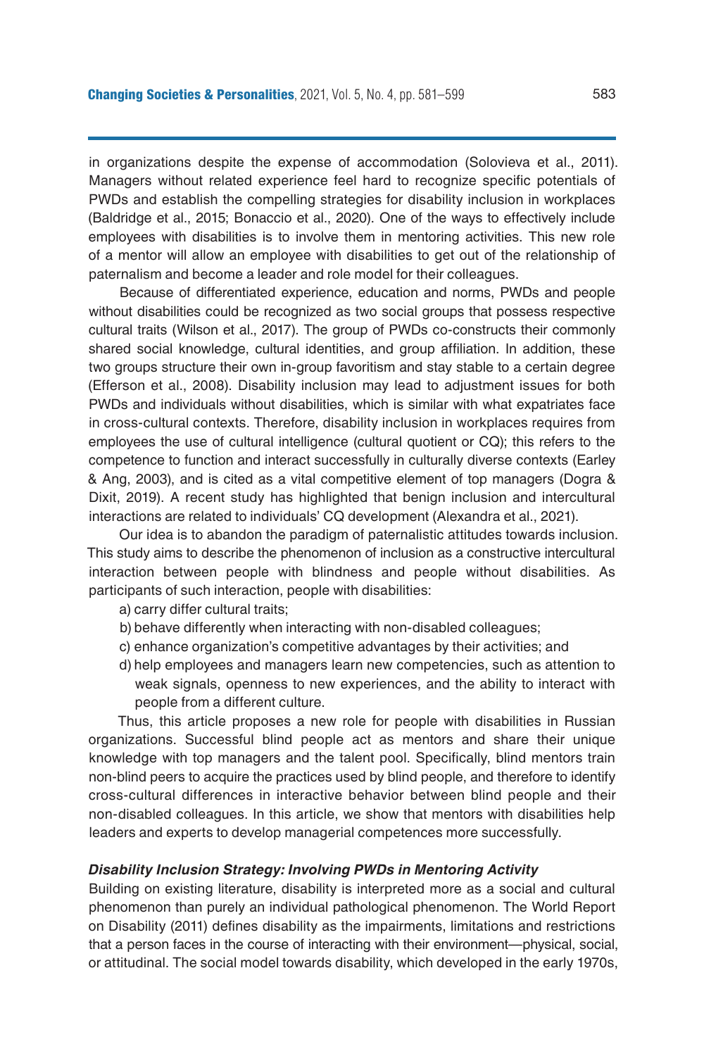in organizations despite the expense of accommodation (Solovieva et al., 2011). Managers without related experience feel hard to recognize specific potentials of PWDs and establish the compelling strategies for disability inclusion in workplaces (Baldridge et al., 2015; Bonaccio et al., 2020). One of the ways to effectively include employees with disabilities is to involve them in mentoring activities. This new role of a mentor will allow an employee with disabilities to get out of the relationship of paternalism and become a leader and role model for their colleagues.

Because of differentiated experience, education and norms, PWDs and people without disabilities could be recognized as two social groups that possess respective cultural traits (Wilson et al., 2017). The group of PWDs co-constructs their commonly shared social knowledge, cultural identities, and group affiliation. In addition, these two groups structure their own in-group favoritism and stay stable to a certain degree (Efferson et al., 2008). Disability inclusion may lead to adjustment issues for both PWDs and individuals without disabilities, which is similar with what expatriates face in cross-cultural contexts. Therefore, disability inclusion in workplaces requires from employees the use of cultural intelligence (cultural quotient or CQ); this refers to the competence to function and interact successfully in culturally diverse contexts (Earley & Ang, 2003), and is cited as a vital competitive element of top managers (Dogra & Dixit, 2019). A recent study has highlighted that benign inclusion and intercultural interactions are related to individuals' CQ development (Alexandra et al., 2021).

Our idea is to abandon the paradigm of paternalistic attitudes towards inclusion. This study aims to describe the phenomenon of inclusion as a constructive intercultural interaction between people with blindness and people without disabilities. As participants of such interaction, people with disabilities:

a) carry differ cultural traits;
b) behave differently when interacting with non-disabled colleagues;
c) enhance organization's competitive advantages by their activities; and
d) help employees and managers learn new competencies, such as attention to weak signals, openness to new experiences, and the ability to interact with people from a different culture.

Thus, this article proposes a new role for people with disabilities in Russian organizations. Successful blind people act as mentors and share their unique knowledge with top managers and the talent pool. Specifically, blind mentors train non-blind peers to acquire the practices used by blind people, and therefore to identify cross-cultural differences in interactive behavior between blind people and their non-disabled colleagues. In this article, we show that mentors with disabilities help leaders and experts to develop managerial competences more successfully.

### *Disability Inclusion Strategy: Involving PWDs in Mentoring Activity*

Building on existing literature, disability is interpreted more as a social and cultural phenomenon than purely an individual pathological phenomenon. The World Report on Disability (2011) defines disability as the impairments, limitations and restrictions that a person faces in the course of interacting with their environment—physical, social, or attitudinal. The social model towards disability, which developed in the early 1970s,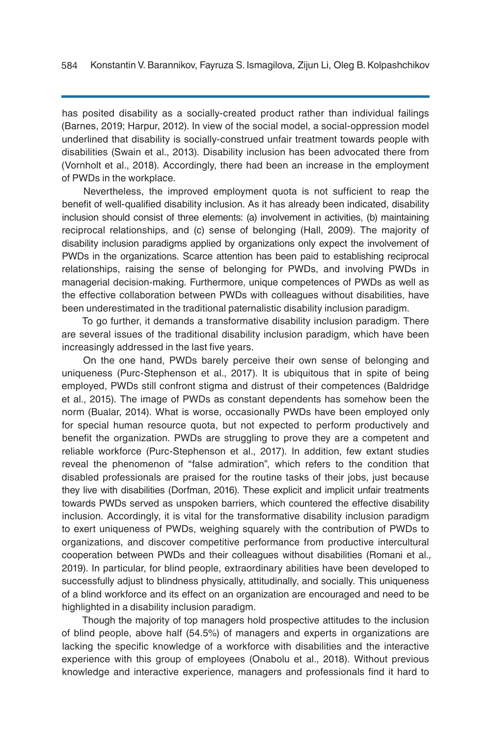has posited disability as a socially-created product rather than individual failings (Barnes, 2019; Harpur, 2012). In view of the social model, a social-oppression model underlined that disability is socially-construed unfair treatment towards people with disabilities (Swain et al., 2013). Disability inclusion has been advocated there from (Vornholt et al., 2018). Accordingly, there had been an increase in the employment of PWDs in the workplace.

Nevertheless, the improved employment quota is not sufficient to reap the benefit of well-qualified disability inclusion. As it has already been indicated, disability inclusion should consist of three elements: (a) involvement in activities, (b) maintaining reciprocal relationships, and (c) sense of belonging (Hall, 2009). The majority of disability inclusion paradigms applied by organizations only expect the involvement of PWDs in the organizations. Scarce attention has been paid to establishing reciprocal relationships, raising the sense of belonging for PWDs, and involving PWDs in managerial decision-making. Furthermore, unique competences of PWDs as well as the effective collaboration between PWDs with colleagues without disabilities, have been underestimated in the traditional paternalistic disability inclusion paradigm.

To go further, it demands a transformative disability inclusion paradigm. There are several issues of the traditional disability inclusion paradigm, which have been increasingly addressed in the last five years.

On the one hand, PWDs barely perceive their own sense of belonging and uniqueness (Purc-Stephenson et al., 2017). It is ubiquitous that in spite of being employed, PWDs still confront stigma and distrust of their competences (Baldridge et al., 2015). The image of PWDs as constant dependents has somehow been the norm (Bualar, 2014). What is worse, occasionally PWDs have been employed only for special human resource quota, but not expected to perform productively and benefit the organization. PWDs are struggling to prove they are a competent and reliable workforce (Purc-Stephenson et al., 2017). In addition, few extant studies reveal the phenomenon of "false admiration", which refers to the condition that disabled professionals are praised for the routine tasks of their jobs, just because they live with disabilities (Dorfman, 2016). These explicit and implicit unfair treatments towards PWDs served as unspoken barriers, which countered the effective disability inclusion. Accordingly, it is vital for the transformative disability inclusion paradigm to exert uniqueness of PWDs, weighing squarely with the contribution of PWDs to organizations, and discover competitive performance from productive intercultural cooperation between PWDs and their colleagues without disabilities (Romani et al., 2019). In particular, for blind people, extraordinary abilities have been developed to successfully adjust to blindness physically, attitudinally, and socially. This uniqueness of a blind workforce and its effect on an organization are encouraged and need to be highlighted in a disability inclusion paradigm.

Though the majority of top managers hold prospective attitudes to the inclusion of blind people, above half (54.5%) of managers and experts in organizations are lacking the specific knowledge of a workforce with disabilities and the interactive experience with this group of employees (Onabolu et al., 2018). Without previous knowledge and interactive experience, managers and professionals find it hard to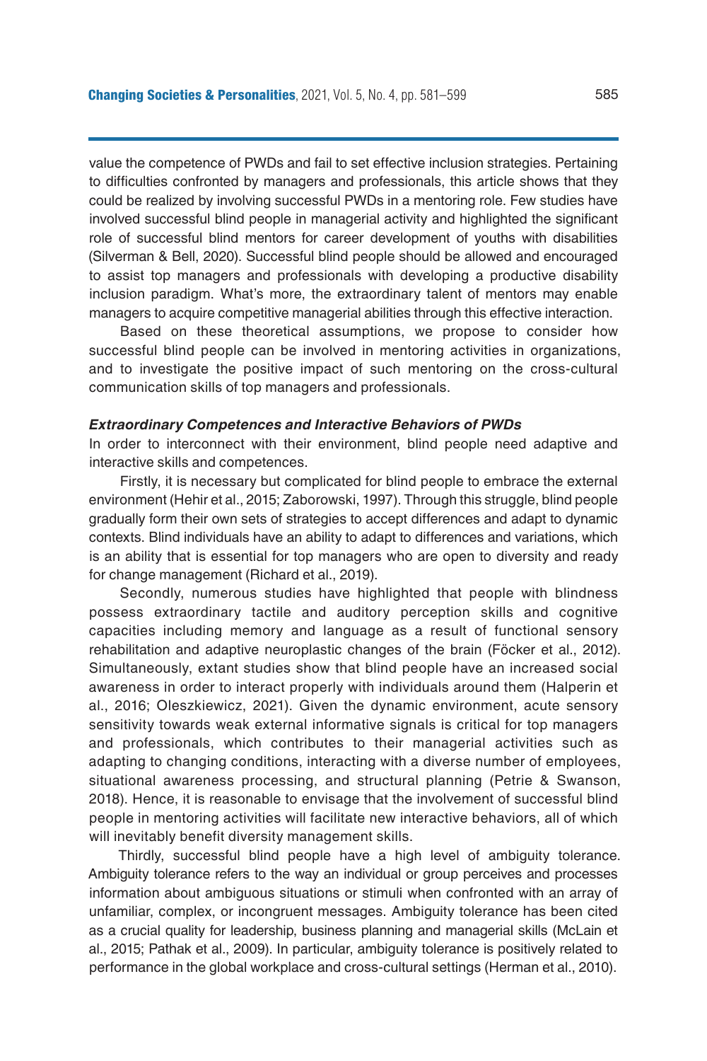value the competence of PWDs and fail to set effective inclusion strategies. Pertaining to difficulties confronted by managers and professionals, this article shows that they could be realized by involving successful PWDs in a mentoring role. Few studies have involved successful blind people in managerial activity and highlighted the significant role of successful blind mentors for career development of youths with disabilities (Silverman & Bell, 2020). Successful blind people should be allowed and encouraged to assist top managers and professionals with developing a productive disability inclusion paradigm. What's more, the extraordinary talent of mentors may enable managers to acquire competitive managerial abilities through this effective interaction.

Based on these theoretical assumptions, we propose to consider how successful blind people can be involved in mentoring activities in organizations, and to investigate the positive impact of such mentoring on the cross-cultural communication skills of top managers and professionals.

### *Extraordinary Competences and Interactive Behaviors of PWDs*

In order to interconnect with their environment, blind people need adaptive and interactive skills and competences.

Firstly, it is necessary but complicated for blind people to embrace the external environment (Hehir et al., 2015; Zaborowski, 1997). Through this struggle, blind people gradually form their own sets of strategies to accept differences and adapt to dynamic contexts. Blind individuals have an ability to adapt to differences and variations, which is an ability that is essential for top managers who are open to diversity and ready for change management (Richard et al., 2019).

Secondly, numerous studies have highlighted that people with blindness possess extraordinary tactile and auditory perception skills and cognitive capacities including memory and language as a result of functional sensory rehabilitation and adaptive neuroplastic changes of the brain (Föcker et al., 2012). Simultaneously, extant studies show that blind people have an increased social awareness in order to interact properly with individuals around them (Halperin et al., 2016; Oleszkiewicz, 2021). Given the dynamic environment, acute sensory sensitivity towards weak external informative signals is critical for top managers and professionals, which contributes to their managerial activities such as adapting to changing conditions, interacting with a diverse number of employees, situational awareness processing, and structural planning (Petrie & Swanson, 2018). Hence, it is reasonable to envisage that the involvement of successful blind people in mentoring activities will facilitate new interactive behaviors, all of which will inevitably benefit diversity management skills.

Thirdly, successful blind people have a high level of ambiguity tolerance. Ambiguity tolerance refers to the way an individual or group perceives and processes information about ambiguous situations or stimuli when confronted with an array of unfamiliar, complex, or incongruent messages. Ambiguity tolerance has been cited as a crucial quality for leadership, business planning and managerial skills (McLain et al., 2015; Pathak et al., 2009). In particular, ambiguity tolerance is positively related to performance in the global workplace and cross-cultural settings (Herman et al., 2010).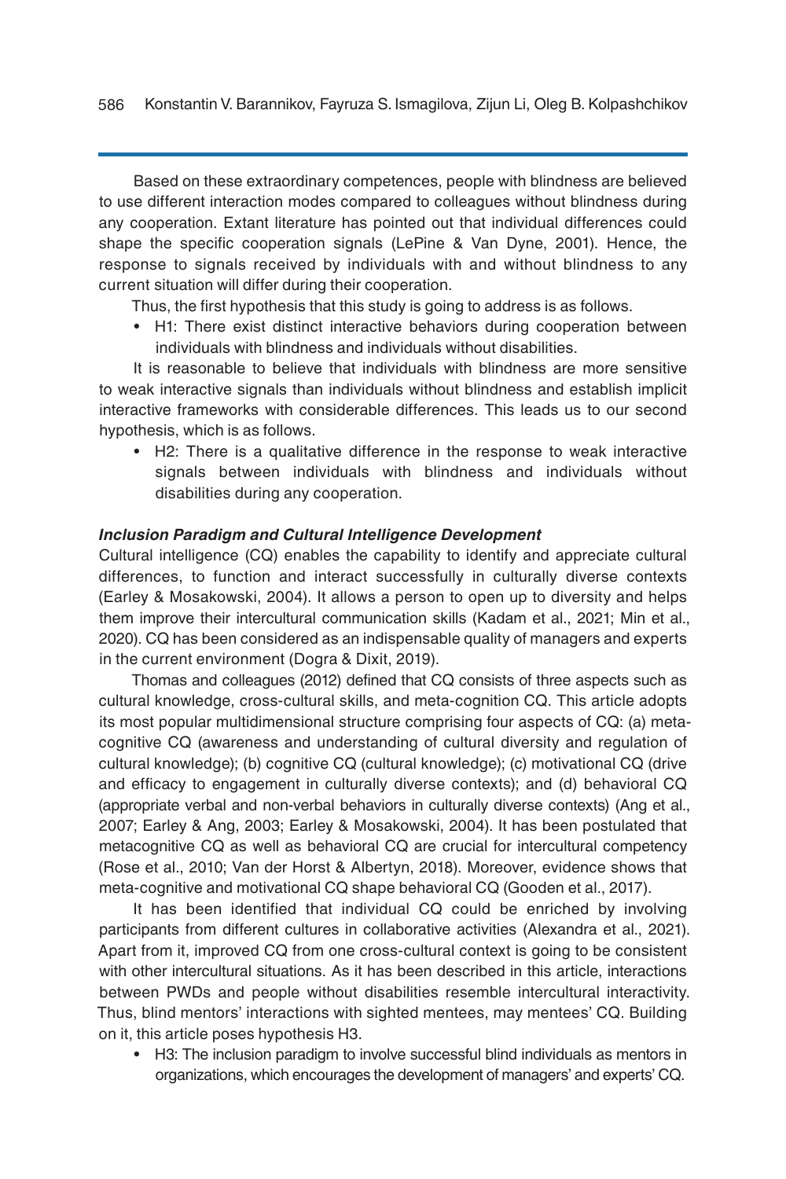Based on these extraordinary competences, people with blindness are believed to use different interaction modes compared to colleagues without blindness during any cooperation. Extant literature has pointed out that individual differences could shape the specific cooperation signals (LePine & Van Dyne, 2001). Hence, the response to signals received by individuals with and without blindness to any current situation will differ during their cooperation.

Thus, the first hypothesis that this study is going to address is as follows.

- H1: There exist distinct interactive behaviors during cooperation between individuals with blindness and individuals without disabilities.

It is reasonable to believe that individuals with blindness are more sensitive to weak interactive signals than individuals without blindness and establish implicit interactive frameworks with considerable differences. This leads us to our second hypothesis, which is as follows.

- H2: There is a qualitative difference in the response to weak interactive signals between individuals with blindness and individuals without disabilities during any cooperation.

### *Inclusion Paradigm and Cultural Intelligence Development*

Cultural intelligence (CQ) enables the capability to identify and appreciate cultural differences, to function and interact successfully in culturally diverse contexts (Earley & Mosakowski, 2004). It allows a person to open up to diversity and helps them improve their intercultural communication skills (Kadam et al., 2021; Min et al., 2020). CQ has been considered as an indispensable quality of managers and experts in the current environment (Dogra & Dixit, 2019).

Thomas and colleagues (2012) defined that CQ consists of three aspects such as cultural knowledge, cross-cultural skills, and meta-cognition CQ. This article adopts its most popular multidimensional structure comprising four aspects of CQ: (a) meta-cognitive CQ (awareness and understanding of cultural diversity and regulation of cultural knowledge); (b) cognitive CQ (cultural knowledge); (c) motivational CQ (drive and efficacy to engagement in culturally diverse contexts); and (d) behavioral CQ (appropriate verbal and non-verbal behaviors in culturally diverse contexts) (Ang et al., 2007; Earley & Ang, 2003; Earley & Mosakowski, 2004). It has been postulated that metacognitive CQ as well as behavioral CQ are crucial for intercultural competency (Rose et al., 2010; Van der Horst & Albertyn, 2018). Moreover, evidence shows that meta-cognitive and motivational CQ shape behavioral CQ (Gooden et al., 2017).

It has been identified that individual CQ could be enriched by involving participants from different cultures in collaborative activities (Alexandra et al., 2021). Apart from it, improved CQ from one cross-cultural context is going to be consistent with other intercultural situations. As it has been described in this article, interactions between PWDs and people without disabilities resemble intercultural interactivity. Thus, blind mentors' interactions with sighted mentees, may mentees' CQ. Building on it, this article poses hypothesis H3.

- H3: The inclusion paradigm to involve successful blind individuals as mentors in organizations, which encourages the development of managers' and experts' CQ.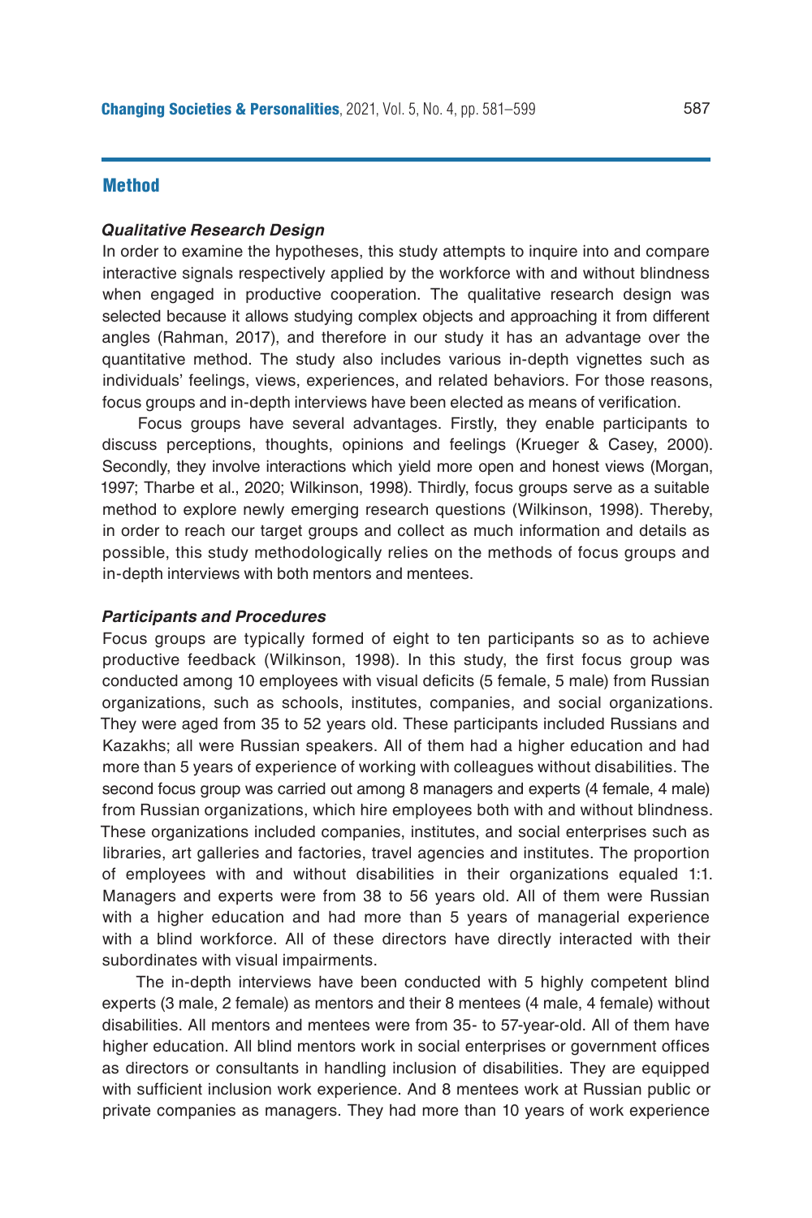## Method

### *Qualitative Research Design*

In order to examine the hypotheses, this study attempts to inquire into and compare interactive signals respectively applied by the workforce with and without blindness when engaged in productive cooperation. The qualitative research design was selected because it allows studying complex objects and approaching it from different angles (Rahman, 2017), and therefore in our study it has an advantage over the quantitative method. The study also includes various in-depth vignettes such as individuals' feelings, views, experiences, and related behaviors. For those reasons, focus groups and in-depth interviews have been elected as means of verification.

Focus groups have several advantages. Firstly, they enable participants to discuss perceptions, thoughts, opinions and feelings (Krueger & Casey, 2000). Secondly, they involve interactions which yield more open and honest views (Morgan, 1997; Tharbe et al., 2020; Wilkinson, 1998). Thirdly, focus groups serve as a suitable method to explore newly emerging research questions (Wilkinson, 1998). Thereby, in order to reach our target groups and collect as much information and details as possible, this study methodologically relies on the methods of focus groups and in-depth interviews with both mentors and mentees.

### *Participants and Procedures*

Focus groups are typically formed of eight to ten participants so as to achieve productive feedback (Wilkinson, 1998). In this study, the first focus group was conducted among 10 employees with visual deficits (5 female, 5 male) from Russian organizations, such as schools, institutes, companies, and social organizations. They were aged from 35 to 52 years old. These participants included Russians and Kazakhs; all were Russian speakers. All of them had a higher education and had more than 5 years of experience of working with colleagues without disabilities. The second focus group was carried out among 8 managers and experts (4 female, 4 male) from Russian organizations, which hire employees both with and without blindness. These organizations included companies, institutes, and social enterprises such as libraries, art galleries and factories, travel agencies and institutes. The proportion of employees with and without disabilities in their organizations equaled 1:1. Managers and experts were from 38 to 56 years old. All of them were Russian with a higher education and had more than 5 years of managerial experience with a blind workforce. All of these directors have directly interacted with their subordinates with visual impairments.

The in-depth interviews have been conducted with 5 highly competent blind experts (3 male, 2 female) as mentors and their 8 mentees (4 male, 4 female) without disabilities. All mentors and mentees were from 35- to 57-year-old. All of them have higher education. All blind mentors work in social enterprises or government offices as directors or consultants in handling inclusion of disabilities. They are equipped with sufficient inclusion work experience. And 8 mentees work at Russian public or private companies as managers. They had more than 10 years of work experience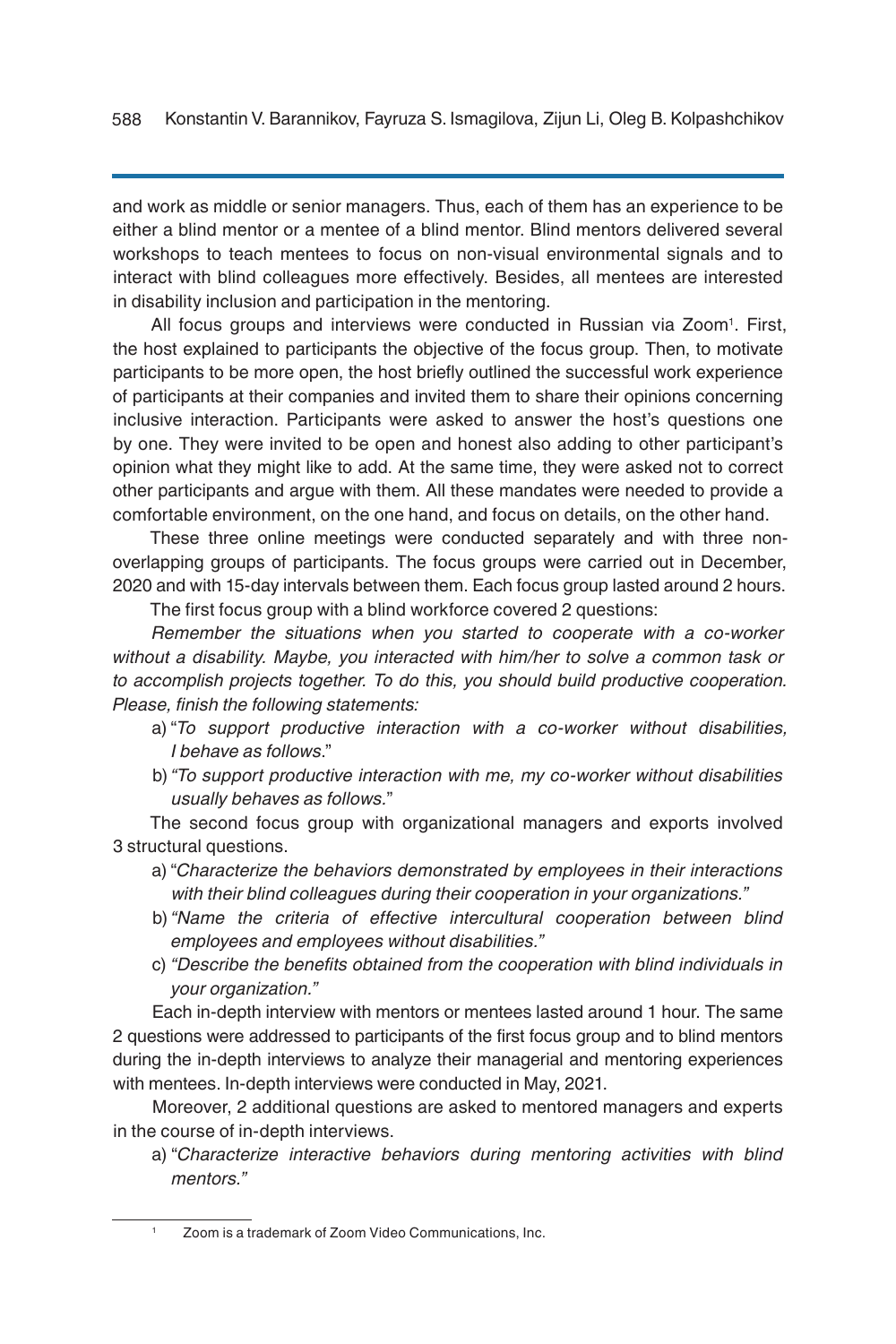and work as middle or senior managers. Thus, each of them has an experience to be either a blind mentor or a mentee of a blind mentor. Blind mentors delivered several workshops to teach mentees to focus on non-visual environmental signals and to interact with blind colleagues more effectively. Besides, all mentees are interested in disability inclusion and participation in the mentoring.

All focus groups and interviews were conducted in Russian via Zoom[1]. First, the host explained to participants the objective of the focus group. Then, to motivate participants to be more open, the host briefly outlined the successful work experience of participants at their companies and invited them to share their opinions concerning inclusive interaction. Participants were asked to answer the host's questions one by one. They were invited to be open and honest also adding to other participant's opinion what they might like to add. At the same time, they were asked not to correct other participants and argue with them. All these mandates were needed to provide a comfortable environment, on the one hand, and focus on details, on the other hand.

These three online meetings were conducted separately and with three non-overlapping groups of participants. The focus groups were carried out in December, 2020 and with 15-day intervals between them. Each focus group lasted around 2 hours.

The first focus group with a blind workforce covered 2 questions:

*Remember the situations when you started to cooperate with a co-worker without a disability. Maybe, you interacted with him/her to solve a common task or to accomplish projects together. To do this, you should build productive cooperation. Please, finish the following statements:*

a) "*To support productive interaction with a co-worker without disabilities, I behave as follows*."
b) *"To support productive interaction with me, my co-worker without disabilities usually behaves as follows.*"

The second focus group with organizational managers and exports involved 3 structural questions.

a) "*Characterize the behaviors demonstrated by employees in their interactions with their blind colleagues during their cooperation in your organizations."*
b) *"Name the criteria of effective intercultural cooperation between blind employees and employees without disabilities."*
c) *"Describe the benefits obtained from the cooperation with blind individuals in your organization."*

Each in-depth interview with mentors or mentees lasted around 1 hour. The same 2 questions were addressed to participants of the first focus group and to blind mentors during the in-depth interviews to analyze their managerial and mentoring experiences with mentees. In-depth interviews were conducted in May, 2021.

Moreover, 2 additional questions are asked to mentored managers and experts in the course of in-depth interviews.

a) "*Characterize interactive behaviors during mentoring activities with blind mentors."*

[1] Zoom is a trademark of Zoom Video Communications, Inc.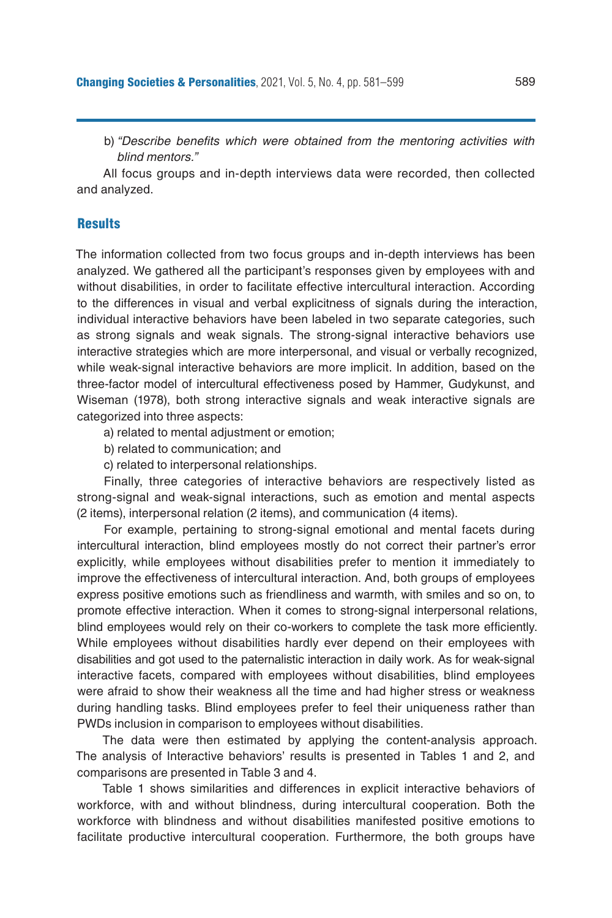b) *"Describe benefits which were obtained from the mentoring activities with blind mentors."*

All focus groups and in-depth interviews data were recorded, then collected and analyzed.

## Results

The information collected from two focus groups and in-depth interviews has been analyzed. We gathered all the participant's responses given by employees with and without disabilities, in order to facilitate effective intercultural interaction. According to the differences in visual and verbal explicitness of signals during the interaction, individual interactive behaviors have been labeled in two separate categories, such as strong signals and weak signals. The strong-signal interactive behaviors use interactive strategies which are more interpersonal, and visual or verbally recognized, while weak-signal interactive behaviors are more implicit. In addition, based on the three-factor model of intercultural effectiveness posed by Hammer, Gudykunst, and Wiseman (1978), both strong interactive signals and weak interactive signals are categorized into three aspects:

a) related to mental adjustment or emotion;

b) related to communication; and

c) related to interpersonal relationships.

Finally, three categories of interactive behaviors are respectively listed as strong-signal and weak-signal interactions, such as emotion and mental aspects (2 items), interpersonal relation (2 items), and communication (4 items).

For example, pertaining to strong-signal emotional and mental facets during intercultural interaction, blind employees mostly do not correct their partner's error explicitly, while employees without disabilities prefer to mention it immediately to improve the effectiveness of intercultural interaction. And, both groups of employees express positive emotions such as friendliness and warmth, with smiles and so on, to promote effective interaction. When it comes to strong-signal interpersonal relations, blind employees would rely on their co-workers to complete the task more efficiently. While employees without disabilities hardly ever depend on their employees with disabilities and got used to the paternalistic interaction in daily work. As for weak-signal interactive facets, compared with employees without disabilities, blind employees were afraid to show their weakness all the time and had higher stress or weakness during handling tasks. Blind employees prefer to feel their uniqueness rather than PWDs inclusion in comparison to employees without disabilities.

The data were then estimated by applying the content-analysis approach. The analysis of Interactive behaviors' results is presented in Tables 1 and 2, and comparisons are presented in Table 3 and 4.

Table 1 shows similarities and differences in explicit interactive behaviors of workforce, with and without blindness, during intercultural cooperation. Both the workforce with blindness and without disabilities manifested positive emotions to facilitate productive intercultural cooperation. Furthermore, the both groups have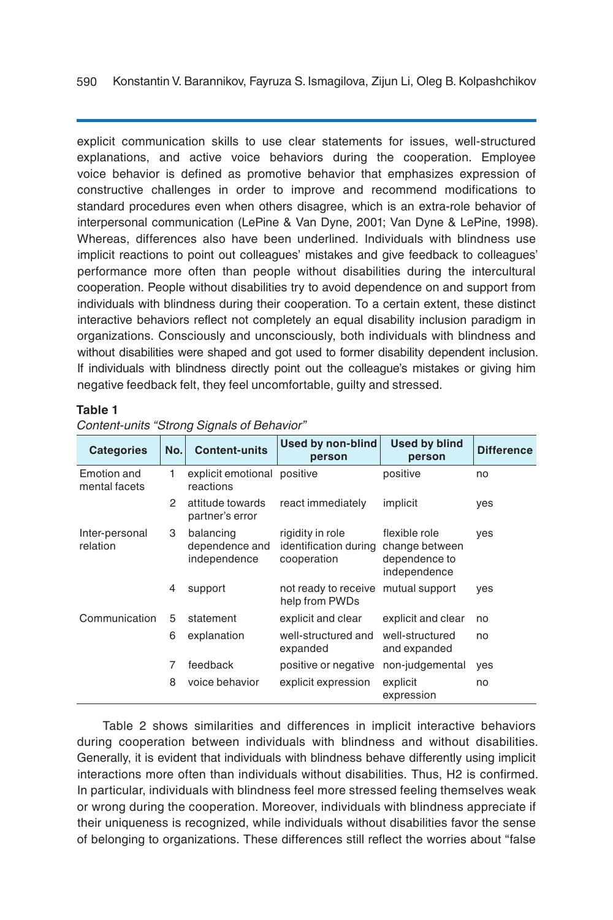explicit communication skills to use clear statements for issues, well-structured explanations, and active voice behaviors during the cooperation. Employee voice behavior is defined as promotive behavior that emphasizes expression of constructive challenges in order to improve and recommend modifications to standard procedures even when others disagree, which is an extra-role behavior of interpersonal communication (LePine & Van Dyne, 2001; Van Dyne & LePine, 1998). Whereas, differences also have been underlined. Individuals with blindness use implicit reactions to point out colleagues' mistakes and give feedback to colleagues' performance more often than people without disabilities during the intercultural cooperation. People without disabilities try to avoid dependence on and support from individuals with blindness during their cooperation. To a certain extent, these distinct interactive behaviors reflect not completely an equal disability inclusion paradigm in organizations. Consciously and unconsciously, both individuals with blindness and without disabilities were shaped and got used to former disability dependent inclusion. If individuals with blindness directly point out the colleague's mistakes or giving him negative feedback felt, they feel uncomfortable, guilty and stressed.

**Table 1**

*Content-units "Strong Signals of Behavior"*

| Categories | No. | Content-units | Used by non-blind person | Used by blind person | Difference |
|---|---|---|---|---|---|
| Emotion and mental facets | 1 | explicit emotional reactions | positive | positive | no |
| | 2 | attitude towards partner's error | react immediately | implicit | yes |
| Inter-personal relation | 3 | balancing dependence and independence | rigidity in role identification during cooperation | flexible role change between dependence to independence | yes |
| | 4 | support | not ready to receive help from PWDs | mutual support | yes |
| Communication | 5 | statement | explicit and clear | explicit and clear | no |
| | 6 | explanation | well-structured and expanded | well-structured and expanded | no |
| | 7 | feedback | positive or negative | non-judgemental | yes |
| | 8 | voice behavior | explicit expression | explicit expression | no |

Table 2 shows similarities and differences in implicit interactive behaviors during cooperation between individuals with blindness and without disabilities. Generally, it is evident that individuals with blindness behave differently using implicit interactions more often than individuals without disabilities. Thus, H2 is confirmed. In particular, individuals with blindness feel more stressed feeling themselves weak or wrong during the cooperation. Moreover, individuals with blindness appreciate if their uniqueness is recognized, while individuals without disabilities favor the sense of belonging to organizations. These differences still reflect the worries about "false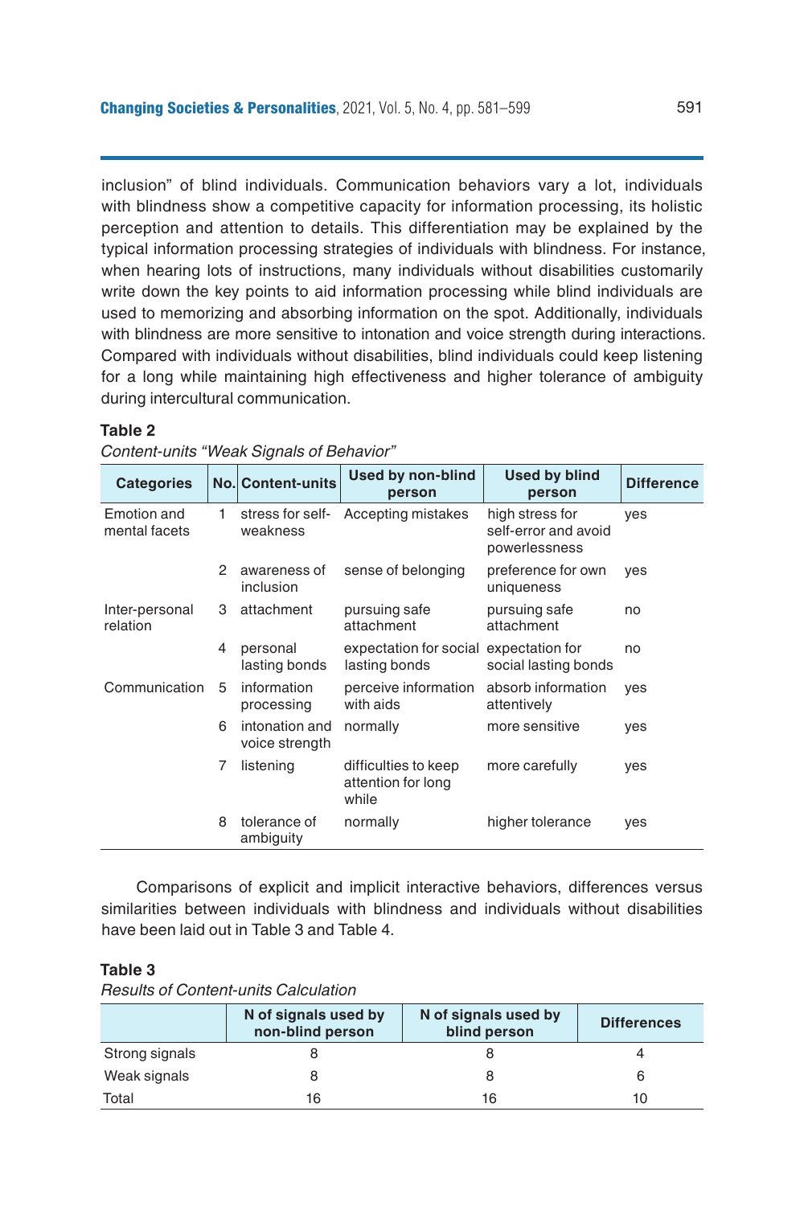inclusion" of blind individuals. Communication behaviors vary a lot, individuals with blindness show a competitive capacity for information processing, its holistic perception and attention to details. This differentiation may be explained by the typical information processing strategies of individuals with blindness. For instance, when hearing lots of instructions, many individuals without disabilities customarily write down the key points to aid information processing while blind individuals are used to memorizing and absorbing information on the spot. Additionally, individuals with blindness are more sensitive to intonation and voice strength during interactions. Compared with individuals without disabilities, blind individuals could keep listening for a long while maintaining high effectiveness and higher tolerance of ambiguity during intercultural communication.

**Table 2**

*Content-units "Weak Signals of Behavior"*

| Categories | No. | Content-units | Used by non-blind person | Used by blind person | Difference |
|---|---|---|---|---|---|
| Emotion and mental facets | 1 | stress for self-weakness | Accepting mistakes | high stress for self-error and avoid powerlessness | yes |
| | 2 | awareness of inclusion | sense of belonging | preference for own uniqueness | yes |
| Inter-personal relation | 3 | attachment | pursuing safe attachment | pursuing safe attachment | no |
| | 4 | personal lasting bonds | expectation for social lasting bonds | expectation for social lasting bonds | no |
| Communication | 5 | information processing | perceive information with aids | absorb information attentively | yes |
| | 6 | intonation and voice strength | normally | more sensitive | yes |
| | 7 | listening | difficulties to keep attention for long while | more carefully | yes |
| | 8 | tolerance of ambiguity | normally | higher tolerance | yes |

Comparisons of explicit and implicit interactive behaviors, differences versus similarities between individuals with blindness and individuals without disabilities have been laid out in Table 3 and Table 4.

**Table 3**

*Results of Content-units Calculation*

| | N of signals used by non-blind person | N of signals used by blind person | Differences |
|---|---|---|---|
| Strong signals | 8 | 8 | 4 |
| Weak signals | 8 | 8 | 6 |
| Total | 16 | 16 | 10 |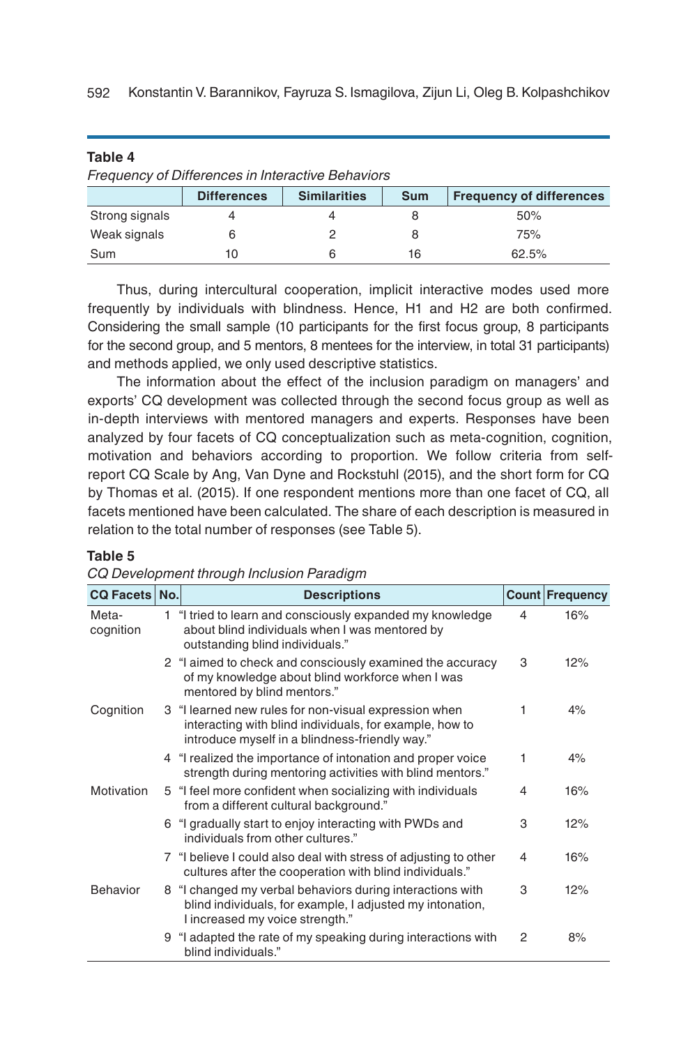**Table 4**

*Frequency of Differences in Interactive Behaviors*

| | Differences | Similarities | Sum | Frequency of differences |
|---|---|---|---|---|
| Strong signals | 4 | 4 | 8 | 50% |
| Weak signals | 6 | 2 | 8 | 75% |
| Sum | 10 | 6 | 16 | 62.5% |

Thus, during intercultural cooperation, implicit interactive modes used more frequently by individuals with blindness. Hence, H1 and H2 are both confirmed. Considering the small sample (10 participants for the first focus group, 8 participants for the second group, and 5 mentors, 8 mentees for the interview, in total 31 participants) and methods applied, we only used descriptive statistics.

The information about the effect of the inclusion paradigm on managers' and exports' CQ development was collected through the second focus group as well as in-depth interviews with mentored managers and experts. Responses have been analyzed by four facets of CQ conceptualization such as meta-cognition, cognition, motivation and behaviors according to proportion. We follow criteria from self-report CQ Scale by Ang, Van Dyne and Rockstuhl (2015), and the short form for CQ by Thomas et al. (2015). If one respondent mentions more than one facet of CQ, all facets mentioned have been calculated. The share of each description is measured in relation to the total number of responses (see Table 5).

**Table 5**

*CQ Development through Inclusion Paradigm*

| CQ Facets | No. | Descriptions | Count | Frequency |
|---|---|---|---|---|
| Meta-cognition | 1 | "I tried to learn and consciously expanded my knowledge about blind individuals when I was mentored by outstanding blind individuals." | 4 | 16% |
| | 2 | "I aimed to check and consciously examined the accuracy of my knowledge about blind workforce when I was mentored by blind mentors." | 3 | 12% |
| Cognition | 3 | "I learned new rules for non-visual expression when interacting with blind individuals, for example, how to introduce myself in a blindness-friendly way." | 1 | 4% |
| | 4 | "I realized the importance of intonation and proper voice strength during mentoring activities with blind mentors." | 1 | 4% |
| Motivation | 5 | "I feel more confident when socializing with individuals from a different cultural background." | 4 | 16% |
| | 6 | "I gradually start to enjoy interacting with PWDs and individuals from other cultures." | 3 | 12% |
| | 7 | "I believe I could also deal with stress of adjusting to other cultures after the cooperation with blind individuals." | 4 | 16% |
| Behavior | 8 | "I changed my verbal behaviors during interactions with blind individuals, for example, I adjusted my intonation, I increased my voice strength." | 3 | 12% |
| | 9 | "I adapted the rate of my speaking during interactions with blind individuals." | 2 | 8% |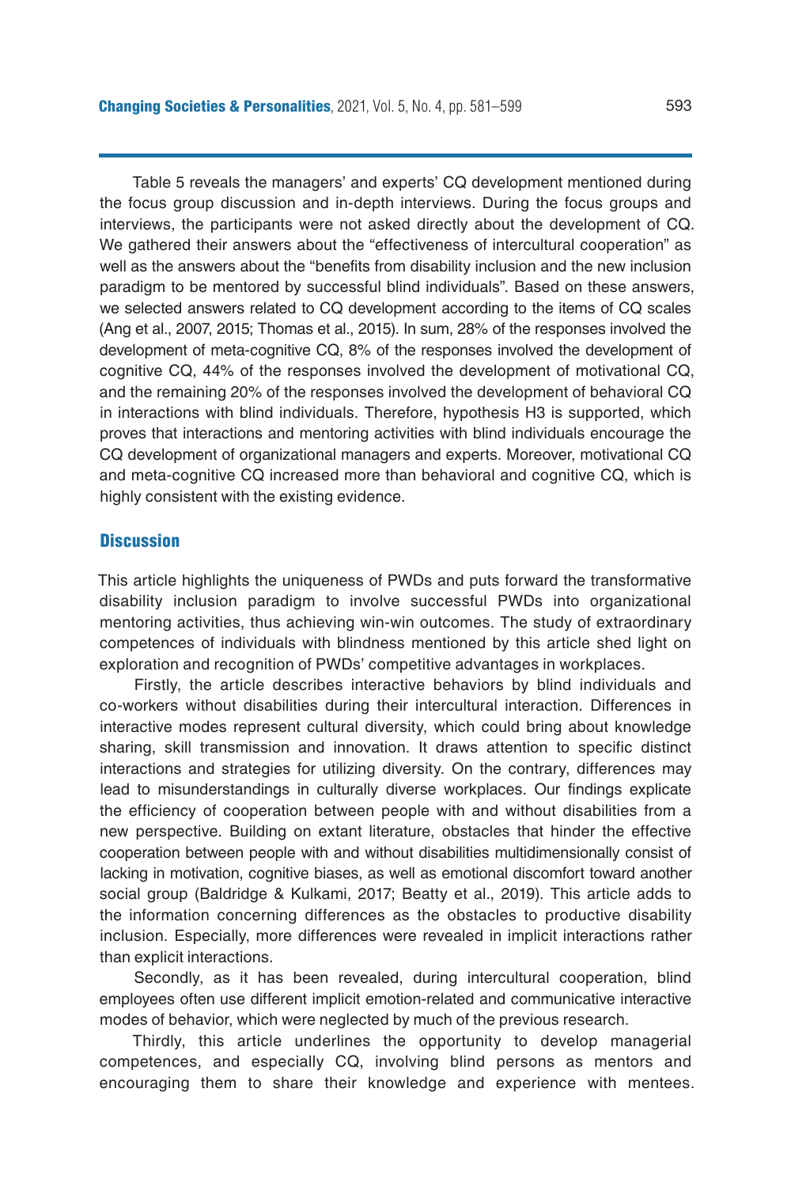Table 5 reveals the managers' and experts' CQ development mentioned during the focus group discussion and in-depth interviews. During the focus groups and interviews, the participants were not asked directly about the development of CQ. We gathered their answers about the "effectiveness of intercultural cooperation" as well as the answers about the "benefits from disability inclusion and the new inclusion paradigm to be mentored by successful blind individuals". Based on these answers, we selected answers related to CQ development according to the items of CQ scales (Ang et al., 2007, 2015; Thomas et al., 2015). In sum, 28% of the responses involved the development of meta-cognitive CQ, 8% of the responses involved the development of cognitive CQ, 44% of the responses involved the development of motivational CQ, and the remaining 20% of the responses involved the development of behavioral CQ in interactions with blind individuals. Therefore, hypothesis H3 is supported, which proves that interactions and mentoring activities with blind individuals encourage the CQ development of organizational managers and experts. Moreover, motivational CQ and meta-cognitive CQ increased more than behavioral and cognitive CQ, which is highly consistent with the existing evidence.

## Discussion

This article highlights the uniqueness of PWDs and puts forward the transformative disability inclusion paradigm to involve successful PWDs into organizational mentoring activities, thus achieving win-win outcomes. The study of extraordinary competences of individuals with blindness mentioned by this article shed light on exploration and recognition of PWDs' competitive advantages in workplaces.

Firstly, the article describes interactive behaviors by blind individuals and co-workers without disabilities during their intercultural interaction. Differences in interactive modes represent cultural diversity, which could bring about knowledge sharing, skill transmission and innovation. It draws attention to specific distinct interactions and strategies for utilizing diversity. On the contrary, differences may lead to misunderstandings in culturally diverse workplaces. Our findings explicate the efficiency of cooperation between people with and without disabilities from a new perspective. Building on extant literature, obstacles that hinder the effective cooperation between people with and without disabilities multidimensionally consist of lacking in motivation, cognitive biases, as well as emotional discomfort toward another social group (Baldridge & Kulkami, 2017; Beatty et al., 2019). This article adds to the information concerning differences as the obstacles to productive disability inclusion. Especially, more differences were revealed in implicit interactions rather than explicit interactions.

Secondly, as it has been revealed, during intercultural cooperation, blind employees often use different implicit emotion-related and communicative interactive modes of behavior, which were neglected by much of the previous research.

Thirdly, this article underlines the opportunity to develop managerial competences, and especially CQ, involving blind persons as mentors and encouraging them to share their knowledge and experience with mentees.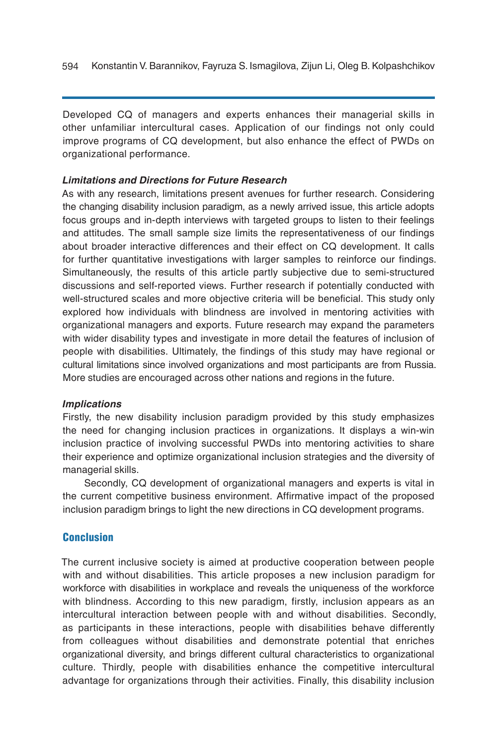Developed CQ of managers and experts enhances their managerial skills in other unfamiliar intercultural cases. Application of our findings not only could improve programs of CQ development, but also enhance the effect of PWDs on organizational performance.

***Limitations and Directions for Future Research***

As with any research, limitations present avenues for further research. Considering the changing disability inclusion paradigm, as a newly arrived issue, this article adopts focus groups and in-depth interviews with targeted groups to listen to their feelings and attitudes. The small sample size limits the representativeness of our findings about broader interactive differences and their effect on CQ development. It calls for further quantitative investigations with larger samples to reinforce our findings. Simultaneously, the results of this article partly subjective due to semi-structured discussions and self-reported views. Further research if potentially conducted with well-structured scales and more objective criteria will be beneficial. This study only explored how individuals with blindness are involved in mentoring activities with organizational managers and exports. Future research may expand the parameters with wider disability types and investigate in more detail the features of inclusion of people with disabilities. Ultimately, the findings of this study may have regional or cultural limitations since involved organizations and most participants are from Russia. More studies are encouraged across other nations and regions in the future.

***Implications***

Firstly, the new disability inclusion paradigm provided by this study emphasizes the need for changing inclusion practices in organizations. It displays a win-win inclusion practice of involving successful PWDs into mentoring activities to share their experience and optimize organizational inclusion strategies and the diversity of managerial skills.

Secondly, CQ development of organizational managers and experts is vital in the current competitive business environment. Affirmative impact of the proposed inclusion paradigm brings to light the new directions in CQ development programs.

## Conclusion

The current inclusive society is aimed at productive cooperation between people with and without disabilities. This article proposes a new inclusion paradigm for workforce with disabilities in workplace and reveals the uniqueness of the workforce with blindness. According to this new paradigm, firstly, inclusion appears as an intercultural interaction between people with and without disabilities. Secondly, as participants in these interactions, people with disabilities behave differently from colleagues without disabilities and demonstrate potential that enriches organizational diversity, and brings different cultural characteristics to organizational culture. Thirdly, people with disabilities enhance the competitive intercultural advantage for organizations through their activities. Finally, this disability inclusion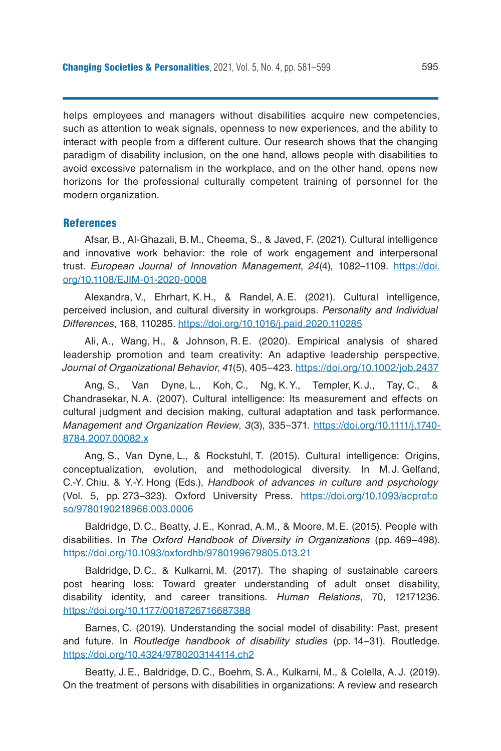helps employees and managers without disabilities acquire new competencies, such as attention to weak signals, openness to new experiences, and the ability to interact with people from a different culture. Our research shows that the changing paradigm of disability inclusion, on the one hand, allows people with disabilities to avoid excessive paternalism in the workplace, and on the other hand, opens new horizons for the professional culturally competent training of personnel for the modern organization.

## References

Afsar, B., Al-Ghazali, B.M., Cheema, S., & Javed, F. (2021). Cultural intelligence and innovative work behavior: the role of work engagement and interpersonal trust. *European Journal of Innovation Management*, *24*(4), 1082–1109. https://doi.org/10.1108/EJIM-01-2020-0008

Alexandra, V., Ehrhart, K.H., & Randel, A.E. (2021). Cultural intelligence, perceived inclusion, and cultural diversity in workgroups. *Personality and Individual Differences*, 168, 110285. https://doi.org/10.1016/j.paid.2020.110285

Ali, A., Wang, H., & Johnson, R.E. (2020). Empirical analysis of shared leadership promotion and team creativity: An adaptive leadership perspective. *Journal of Organizational Behavior*, *41*(5), 405–423. https://doi.org/10.1002/job.2437

Ang, S., Van Dyne, L., Koh, C., Ng, K.Y., Templer, K.J., Tay, C., & Chandrasekar, N.A. (2007). Cultural intelligence: Its measurement and effects on cultural judgment and decision making, cultural adaptation and task performance. *Management and Organization Review*, *3*(3), 335–371. https://doi.org/10.1111/j.1740-8784.2007.00082.x

Ang, S., Van Dyne, L., & Rockstuhl, T. (2015). Cultural intelligence: Origins, conceptualization, evolution, and methodological diversity. In M.J. Gelfand, C.-Y. Chiu, & Y.-Y. Hong (Eds.), *Handbook of advances in culture and psychology* (Vol. 5, pp. 273–323). Oxford University Press. https://doi.org/10.1093/acprof:oso/9780190218966.003.0006

Baldridge, D.C., Beatty, J.E., Konrad, A.M., & Moore, M.E. (2015). People with disabilities. In *The Oxford Handbook of Diversity in Organizations* (pp. 469–498). https://doi.org/10.1093/oxfordhb/9780199679805.013.21

Baldridge, D.C., & Kulkarni, M. (2017). The shaping of sustainable careers post hearing loss: Toward greater understanding of adult onset disability, disability identity, and career transitions. *Human Relations*, 70, 12171236. https://doi.org/10.1177/0018726716687388

Barnes, C. (2019). Understanding the social model of disability: Past, present and future. In *Routledge handbook of disability studies* (pp. 14–31). Routledge. https://doi.org/10.4324/9780203144114.ch2

Beatty, J.E., Baldridge, D.C., Boehm, S.A., Kulkarni, M., & Colella, A.J. (2019). On the treatment of persons with disabilities in organizations: A review and research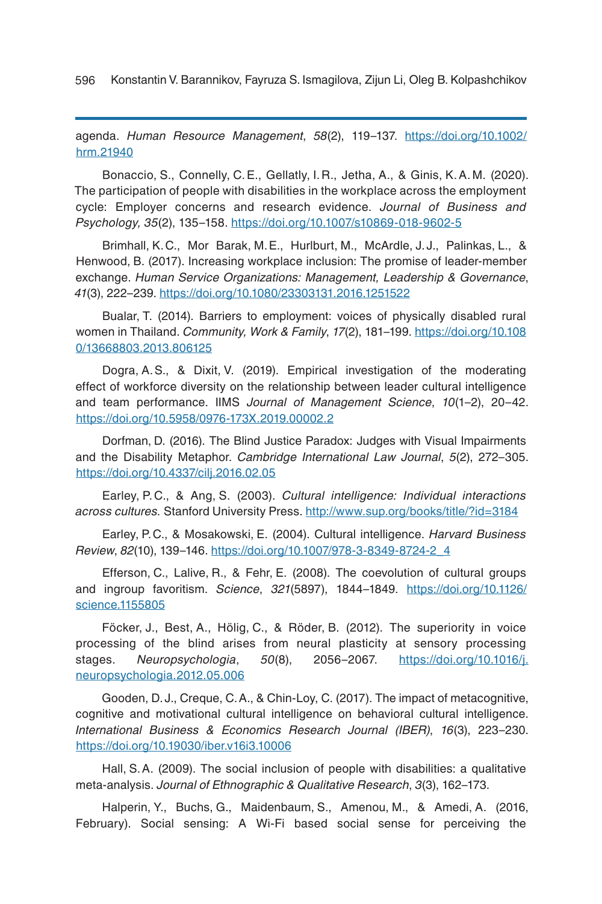agenda. *Human Resource Management*, *58*(2), 119–137. https://doi.org/10.1002/hrm.21940

Bonaccio, S., Connelly, C.E., Gellatly, I.R., Jetha, A., & Ginis, K.A.M. (2020). The participation of people with disabilities in the workplace across the employment cycle: Employer concerns and research evidence. *Journal of Business and Psychology, 35*(2), 135–158. https://doi.org/10.1007/s10869-018-9602-5

Brimhall, K.C., Mor Barak, M.E., Hurlburt, M., McArdle, J.J., Palinkas, L., & Henwood, B. (2017). Increasing workplace inclusion: The promise of leader-member exchange. *Human Service Organizations: Management, Leadership & Governance*, *41*(3), 222–239. https://doi.org/10.1080/23303131.2016.1251522

Bualar, T. (2014). Barriers to employment: voices of physically disabled rural women in Thailand. *Community, Work & Family*, *17*(2), 181–199. https://doi.org/10.1080/13668803.2013.806125

Dogra, A.S., & Dixit, V. (2019). Empirical investigation of the moderating effect of workforce diversity on the relationship between leader cultural intelligence and team performance. IIMS *Journal of Management Science*, *10*(1–2), 20–42. https://doi.org/10.5958/0976-173X.2019.00002.2

Dorfman, D. (2016). The Blind Justice Paradox: Judges with Visual Impairments and the Disability Metaphor. *Cambridge International Law Journal*, *5*(2), 272–305. https://doi.org/10.4337/cilj.2016.02.05

Earley, P.C., & Ang, S. (2003). *Cultural intelligence: Individual interactions across cultures.* Stanford University Press. http://www.sup.org/books/title/?id=3184

Earley, P.C., & Mosakowski, E. (2004). Cultural intelligence. *Harvard Business Review*, *82*(10), 139–146. https://doi.org/10.1007/978-3-8349-8724-2_4

Efferson, C., Lalive, R., & Fehr, E. (2008). The coevolution of cultural groups and ingroup favoritism. *Science*, *321*(5897), 1844–1849. https://doi.org/10.1126/science.1155805

Föcker, J., Best, A., Hölig, C., & Röder, B. (2012). The superiority in voice processing of the blind arises from neural plasticity at sensory processing stages. *Neuropsychologia*, *50*(8), 2056–2067. https://doi.org/10.1016/j.neuropsychologia.2012.05.006

Gooden, D.J., Creque, C.A., & Chin-Loy, C. (2017). The impact of metacognitive, cognitive and motivational cultural intelligence on behavioral cultural intelligence. *International Business & Economics Research Journal (IBER)*, *16*(3), 223–230. https://doi.org/10.19030/iber.v16i3.10006

Hall, S.A. (2009). The social inclusion of people with disabilities: a qualitative meta-analysis. *Journal of Ethnographic & Qualitative Research*, *3*(3), 162–173.

Halperin, Y., Buchs, G., Maidenbaum, S., Amenou, M., & Amedi, A. (2016, February). Social sensing: A Wi-Fi based social sense for perceiving the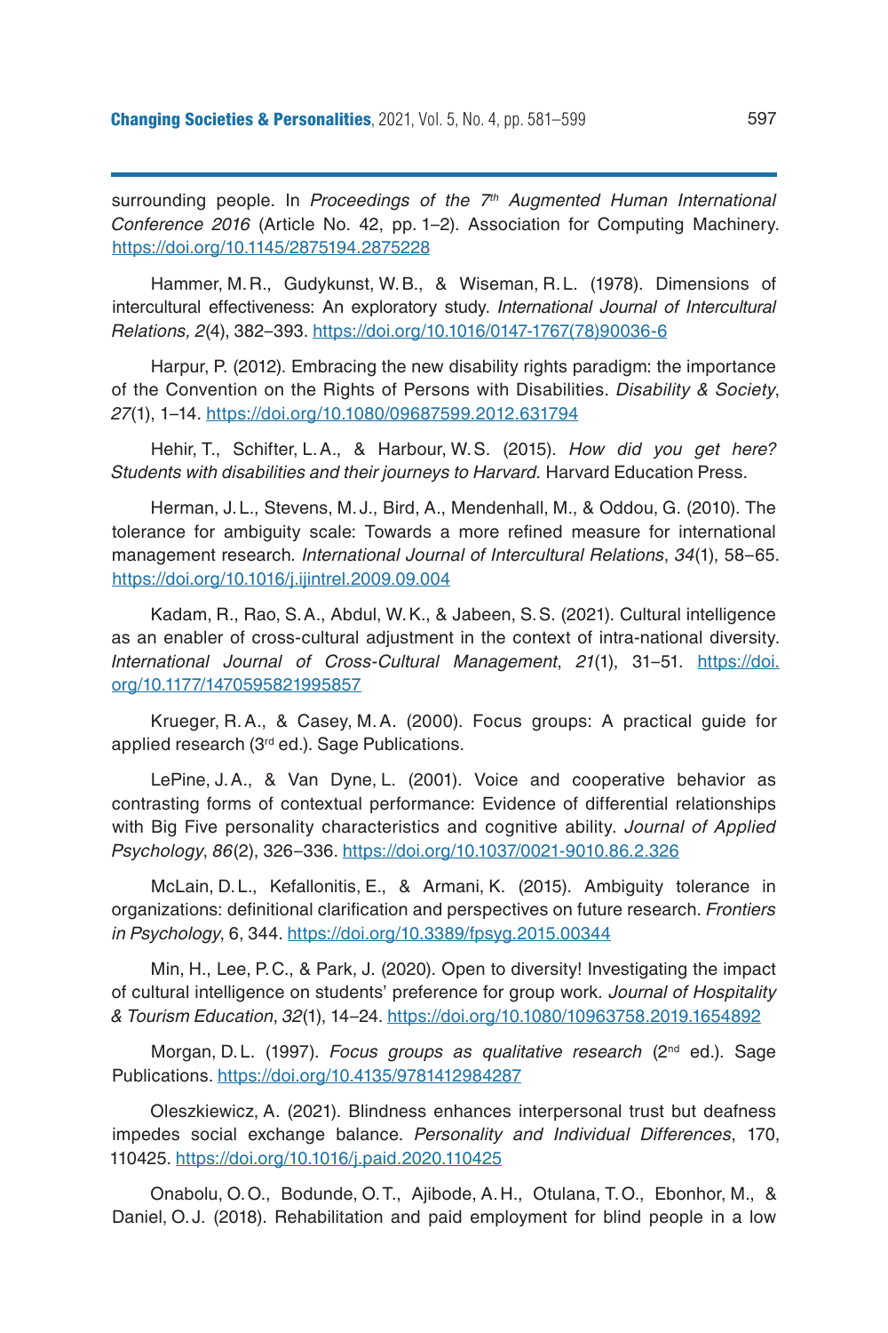surrounding people. In *Proceedings of the 7th Augmented Human International Conference 2016* (Article No. 42, pp. 1–2). Association for Computing Machinery. https://doi.org/10.1145/2875194.2875228

Hammer, M.R., Gudykunst, W.B., & Wiseman, R.L. (1978). Dimensions of intercultural effectiveness: An exploratory study. *International Journal of Intercultural Relations, 2*(4), 382–393. https://doi.org/10.1016/0147-1767(78)90036-6

Harpur, P. (2012). Embracing the new disability rights paradigm: the importance of the Convention on the Rights of Persons with Disabilities. *Disability & Society*, *27*(1), 1–14. https://doi.org/10.1080/09687599.2012.631794

Hehir, T., Schifter, L.A., & Harbour, W.S. (2015). *How did you get here? Students with disabilities and their journeys to Harvard.* Harvard Education Press.

Herman, J.L., Stevens, M.J., Bird, A., Mendenhall, M., & Oddou, G. (2010). The tolerance for ambiguity scale: Towards a more refined measure for international management research. *International Journal of Intercultural Relations*, *34*(1), 58–65. https://doi.org/10.1016/j.ijintrel.2009.09.004

Kadam, R., Rao, S.A., Abdul, W.K., & Jabeen, S.S. (2021). Cultural intelligence as an enabler of cross-cultural adjustment in the context of intra-national diversity. *International Journal of Cross-Cultural Management*, *21*(1), 31–51. https://doi.org/10.1177/1470595821995857

Krueger, R.A., & Casey, M.A. (2000). Focus groups: A practical guide for applied research (3rd ed.). Sage Publications.

LePine, J.A., & Van Dyne, L. (2001). Voice and cooperative behavior as contrasting forms of contextual performance: Evidence of differential relationships with Big Five personality characteristics and cognitive ability. *Journal of Applied Psychology*, *86*(2), 326–336. https://doi.org/10.1037/0021-9010.86.2.326

McLain, D.L., Kefallonitis, E., & Armani, K. (2015). Ambiguity tolerance in organizations: definitional clarification and perspectives on future research. *Frontiers in Psychology*, 6, 344. https://doi.org/10.3389/fpsyg.2015.00344

Min, H., Lee, P.C., & Park, J. (2020). Open to diversity! Investigating the impact of cultural intelligence on students' preference for group work. *Journal of Hospitality & Tourism Education*, *32*(1), 14–24. https://doi.org/10.1080/10963758.2019.1654892

Morgan, D.L. (1997). *Focus groups as qualitative research* (2nd ed.). Sage Publications. https://doi.org/10.4135/9781412984287

Oleszkiewicz, A. (2021). Blindness enhances interpersonal trust but deafness impedes social exchange balance. *Personality and Individual Differences*, 170, 110425. https://doi.org/10.1016/j.paid.2020.110425

Onabolu, O.O., Bodunde, O.T., Ajibode, A.H., Otulana, T.O., Ebonhor, M., & Daniel, O.J. (2018). Rehabilitation and paid employment for blind people in a low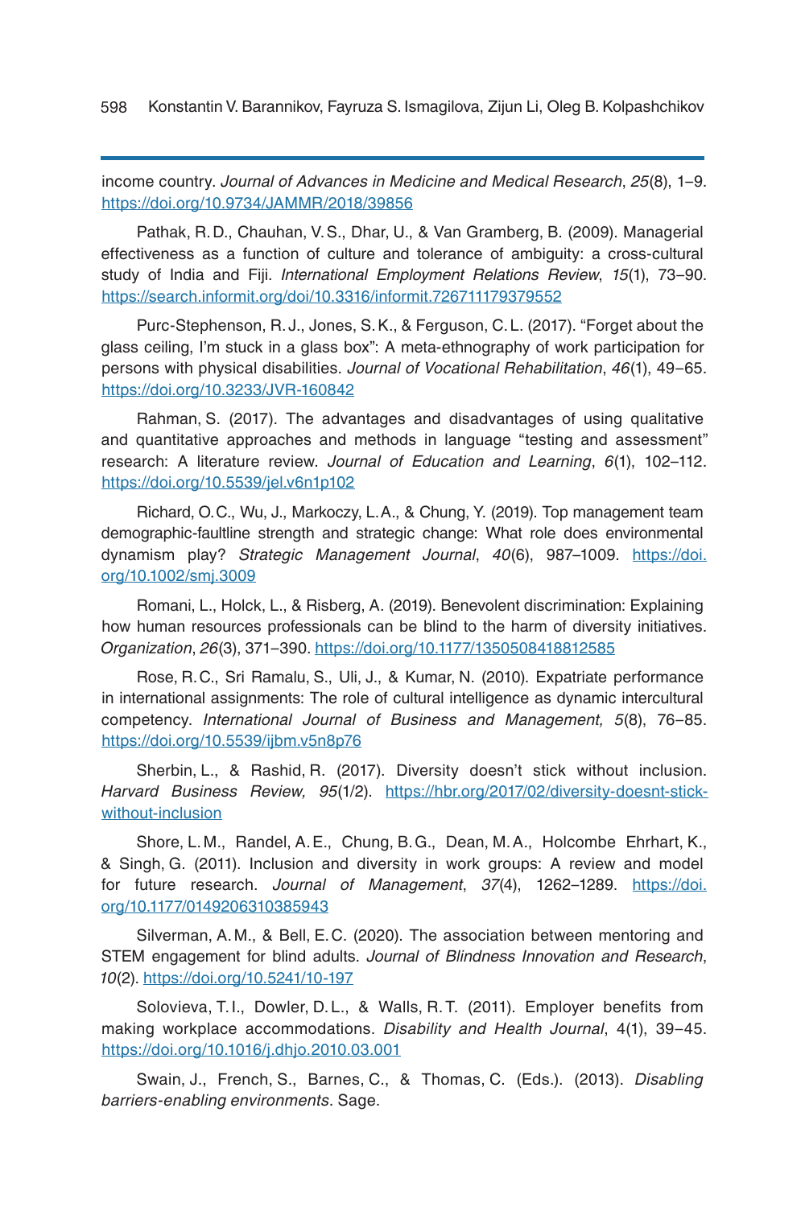income country. *Journal of Advances in Medicine and Medical Research*, *25*(8), 1–9. https://doi.org/10.9734/JAMMR/2018/39856

Pathak, R.D., Chauhan, V.S., Dhar, U., & Van Gramberg, B. (2009). Managerial effectiveness as a function of culture and tolerance of ambiguity: a cross-cultural study of India and Fiji. *International Employment Relations Review*, *15*(1), 73–90. https://search.informit.org/doi/10.3316/informit.726711179379552

Purc-Stephenson, R.J., Jones, S.K., & Ferguson, C.L. (2017). "Forget about the glass ceiling, I'm stuck in a glass box": A meta-ethnography of work participation for persons with physical disabilities. *Journal of Vocational Rehabilitation*, *46*(1), 49–65. https://doi.org/10.3233/JVR-160842

Rahman, S. (2017). The advantages and disadvantages of using qualitative and quantitative approaches and methods in language "testing and assessment" research: A literature review. *Journal of Education and Learning*, *6*(1), 102–112. https://doi.org/10.5539/jel.v6n1p102

Richard, O.C., Wu, J., Markoczy, L.A., & Chung, Y. (2019). Top management team demographic-faultline strength and strategic change: What role does environmental dynamism play? *Strategic Management Journal*, *40*(6), 987–1009. https://doi.org/10.1002/smj.3009

Romani, L., Holck, L., & Risberg, A. (2019). Benevolent discrimination: Explaining how human resources professionals can be blind to the harm of diversity initiatives. *Organization*, *26*(3), 371–390. https://doi.org/10.1177/1350508418812585

Rose, R.C., Sri Ramalu, S., Uli, J., & Kumar, N. (2010). Expatriate performance in international assignments: The role of cultural intelligence as dynamic intercultural competency. *International Journal of Business and Management, 5*(8), 76–85. https://doi.org/10.5539/ijbm.v5n8p76

Sherbin, L., & Rashid, R. (2017). Diversity doesn't stick without inclusion. *Harvard Business Review, 95*(1/2). https://hbr.org/2017/02/diversity-doesnt-stick-without-inclusion

Shore, L.M., Randel, A.E., Chung, B.G., Dean, M.A., Holcombe Ehrhart, K., & Singh, G. (2011). Inclusion and diversity in work groups: A review and model for future research. *Journal of Management*, *37*(4), 1262–1289. https://doi.org/10.1177/0149206310385943

Silverman, A.M., & Bell, E.C. (2020). The association between mentoring and STEM engagement for blind adults. *Journal of Blindness Innovation and Research*, *10*(2). https://doi.org/10.5241/10-197

Solovieva, T.I., Dowler, D.L., & Walls, R.T. (2011). Employer benefits from making workplace accommodations. *Disability and Health Journal*, 4(1), 39–45. https://doi.org/10.1016/j.dhjo.2010.03.001

Swain, J., French, S., Barnes, C., & Thomas, C. (Eds.). (2013). *Disabling barriers-enabling environments*. Sage.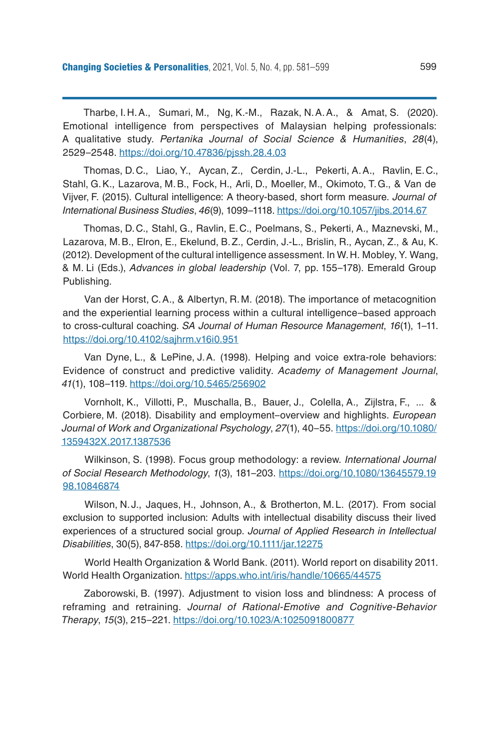Tharbe, I.H.A., Sumari, M., Ng, K.-M., Razak, N.A.A., & Amat, S. (2020). Emotional intelligence from perspectives of Malaysian helping professionals: A qualitative study. *Pertanika Journal of Social Science & Humanities*, *28*(4), 2529–2548. https://doi.org/10.47836/pjssh.28.4.03

Thomas, D.C., Liao, Y., Aycan, Z., Cerdin, J.-L., Pekerti, A.A., Ravlin, E.C., Stahl, G.K., Lazarova, M.B., Fock, H., Arli, D., Moeller, M., Okimoto, T.G., & Van de Vijver, F. (2015). Cultural intelligence: A theory-based, short form measure. *Journal of International Business Studies*, *46*(9), 1099–1118. https://doi.org/10.1057/jibs.2014.67

Thomas, D.C., Stahl, G., Ravlin, E.C., Poelmans, S., Pekerti, A., Maznevski, M., Lazarova, M.B., Elron, E., Ekelund, B.Z., Cerdin, J.-L., Brislin, R., Aycan, Z., & Au, K. (2012). Development of the cultural intelligence assessment. In W.H. Mobley, Y. Wang, & M. Li (Eds.), *Advances in global leadership* (Vol. 7, pp. 155–178). Emerald Group Publishing.

Van der Horst, C.A., & Albertyn, R.M. (2018). The importance of metacognition and the experiential learning process within a cultural intelligence–based approach to cross-cultural coaching. *SA Journal of Human Resource Management*, *16*(1), 1–11. https://doi.org/10.4102/sajhrm.v16i0.951

Van Dyne, L., & LePine, J.A. (1998). Helping and voice extra-role behaviors: Evidence of construct and predictive validity. *Academy of Management Journal*, *41*(1), 108–119. https://doi.org/10.5465/256902

Vornholt, K., Villotti, P., Muschalla, B., Bauer, J., Colella, A., Zijlstra, F., ... & Corbiere, M. (2018). Disability and employment–overview and highlights. *European Journal of Work and Organizational Psychology*, *27*(1), 40–55. https://doi.org/10.1080/1359432X.2017.1387536

Wilkinson, S. (1998). Focus group methodology: a review. *International Journal of Social Research Methodology*, *1*(3), 181–203. https://doi.org/10.1080/13645579.1998.10846874

Wilson, N.J., Jaques, H., Johnson, A., & Brotherton, M.L. (2017). From social exclusion to supported inclusion: Adults with intellectual disability discuss their lived experiences of a structured social group. *Journal of Applied Research in Intellectual Disabilities*, 30(5), 847-858. https://doi.org/10.1111/jar.12275

World Health Organization & World Bank. (2011). World report on disability 2011. World Health Organization. https://apps.who.int/iris/handle/10665/44575

Zaborowski, B. (1997). Adjustment to vision loss and blindness: A process of reframing and retraining. *Journal of Rational-Emotive and Cognitive-Behavior Therapy*, *15*(3), 215–221. https://doi.org/10.1023/A:1025091800877